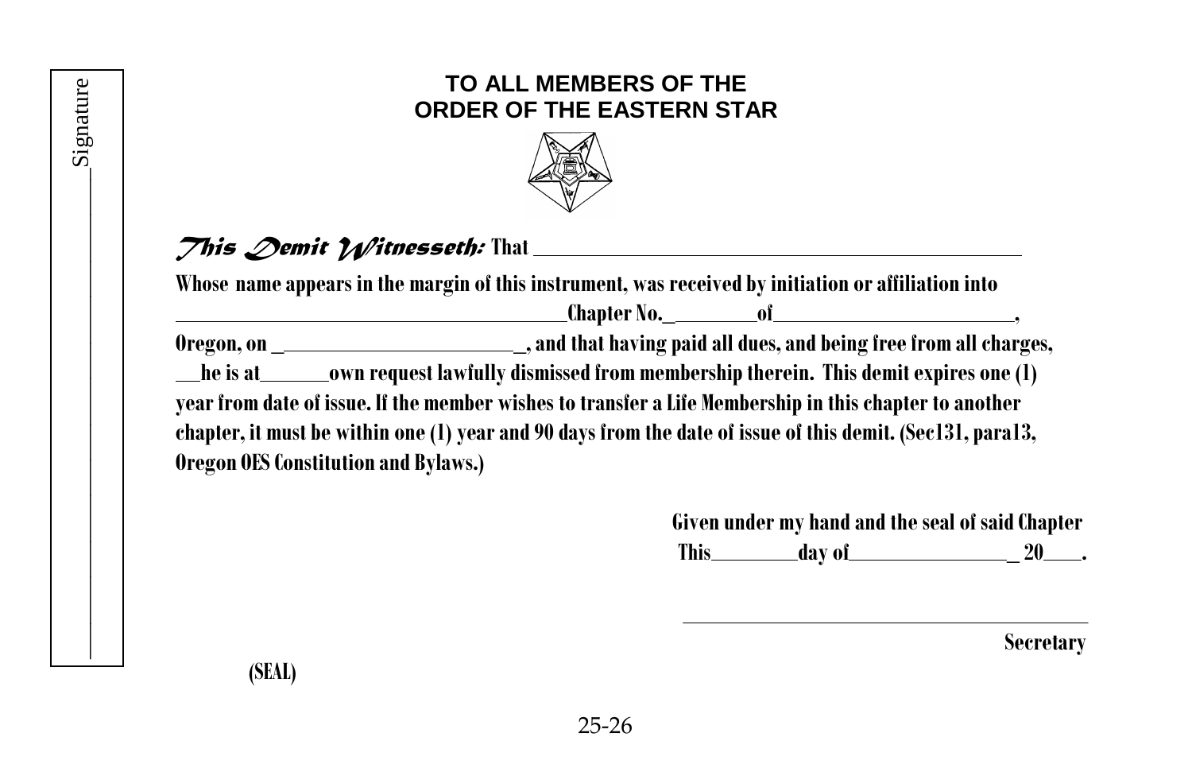Signature ____________________

# TO ALL MEMBERS OF THE ORDER OF THE EASTERN STAR

***This Demit Witnesseth:*** **That ______________________________________________**

**Whose name appears in the margin of this instrument, was received by initiation or affiliation into ______________________________ Chapter No.________ of ________________________, Oregon, on _______________________, and that having paid all dues, and being free from all charges, __he is at______own request lawfully dismissed from membership therein. This demit expires one (1) year from date of issue. If the member wishes to transfer a Life Membership in this chapter to another chapter, it must be within one (1) year and 90 days from the date of issue of this demit. (Sec131, para13, Oregon OES Constitution and Bylaws.)**

**Given under my hand and the seal of said Chapter**
**This________day of________________ 20____.**

**______________________________**
**Secretary**

**(SEAL)**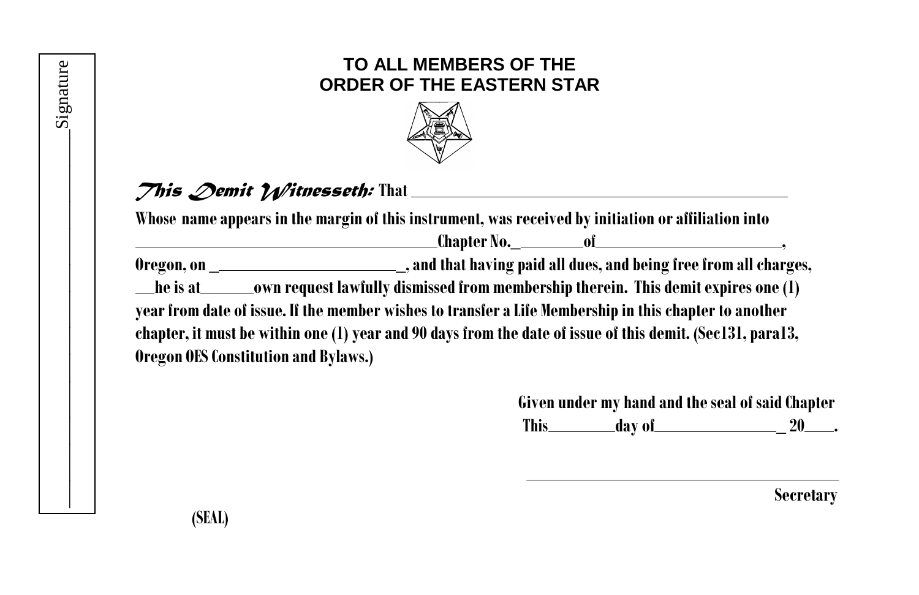Signature\_\_\_\_\_\_\_\_\_\_\_\_\_\_\_\_\_\_\_\_\_\_\_\_\_\_\_\_\_\_\_\_\_\_\_\_\_\_\_\_

# TO ALL MEMBERS OF THE ORDER OF THE EASTERN STAR

***This Demit Witnesseth:*** **That \_\_\_\_\_\_\_\_\_\_\_\_\_\_\_\_\_\_\_\_\_\_\_\_\_\_\_\_\_\_\_\_\_\_\_\_\_\_\_\_\_\_\_\_\_\_\_\_\_\_\_\_\_\_**

**Whose name appears in the margin of this instrument, was received by initiation or affiliation into \_\_\_\_\_\_\_\_\_\_\_\_\_\_\_\_\_\_\_\_\_\_\_\_\_\_\_\_\_\_\_\_\_\_\_\_\_\_\_\_\_\_Chapter No.\_\_\_\_\_\_\_\_\_of\_\_\_\_\_\_\_\_\_\_\_\_\_\_\_\_\_\_\_\_\_\_\_\_\_\_\_\_, Oregon, on \_\_\_\_\_\_\_\_\_\_\_\_\_\_\_\_\_\_\_\_\_\_\_\_\_\_\_, and that having paid all dues, and being free from all charges, \_\_he is at\_\_\_\_\_\_\_own request lawfully dismissed from membership therein. This demit expires one (1) year from date of issue. If the member wishes to transfer a Life Membership in this chapter to another chapter, it must be within one (1) year and 90 days from the date of issue of this demit. (Sec131, para13, Oregon OES Constitution and Bylaws.)**

**Given under my hand and the seal of said Chapter**
**This\_\_\_\_\_\_\_\_\_day of\_\_\_\_\_\_\_\_\_\_\_\_\_\_\_\_\_\_\_ 20\_\_\_\_.**

\_\_\_\_\_\_\_\_\_\_\_\_\_\_\_\_\_\_\_\_\_\_\_\_\_\_\_\_\_\_\_\_\_\_\_\_\_\_\_\_\_\_\_\_\_

**Secretary**

**(SEAL)**